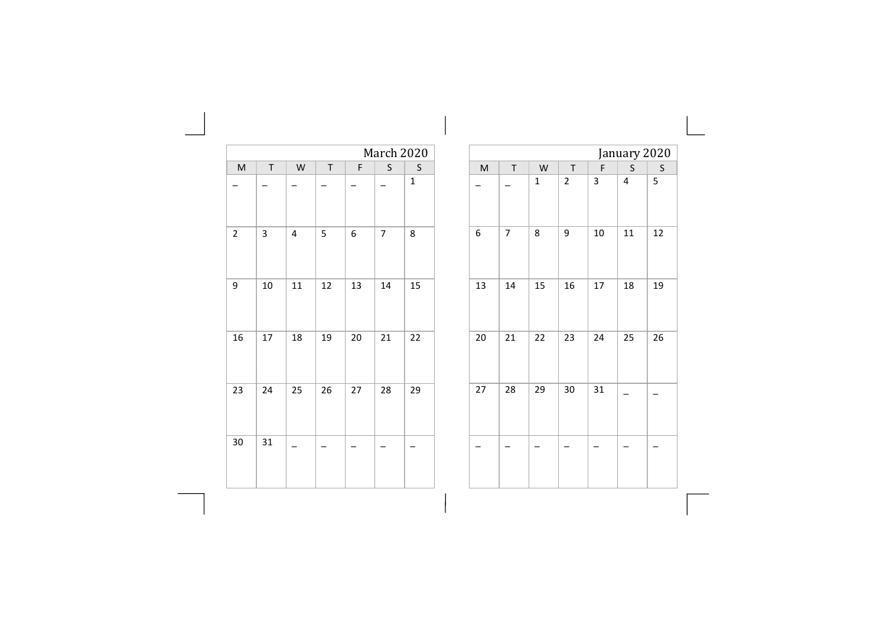## March 2020

| M | T | W | T | F | S | S |
|---|---|---|---|---|---|---|
| _ | _ | _ | _ | _ | _ | 1 |
| 2 | 3 | 4 | 5 | 6 | 7 | 8 |
| 9 | 10 | 11 | 12 | 13 | 14 | 15 |
| 16 | 17 | 18 | 19 | 20 | 21 | 22 |
| 23 | 24 | 25 | 26 | 27 | 28 | 29 |
| 30 | 31 | _ | _ | _ | _ | _ |

## January 2020

| M | T | W | T | F | S | S |
|---|---|---|---|---|---|---|
| _ | _ | 1 | 2 | 3 | 4 | 5 |
| 6 | 7 | 8 | 9 | 10 | 11 | 12 |
| 13 | 14 | 15 | 16 | 17 | 18 | 19 |
| 20 | 21 | 22 | 23 | 24 | 25 | 26 |
| 27 | 28 | 29 | 30 | 31 | _ | _ |
| _ | _ | _ | _ | _ | _ | _ |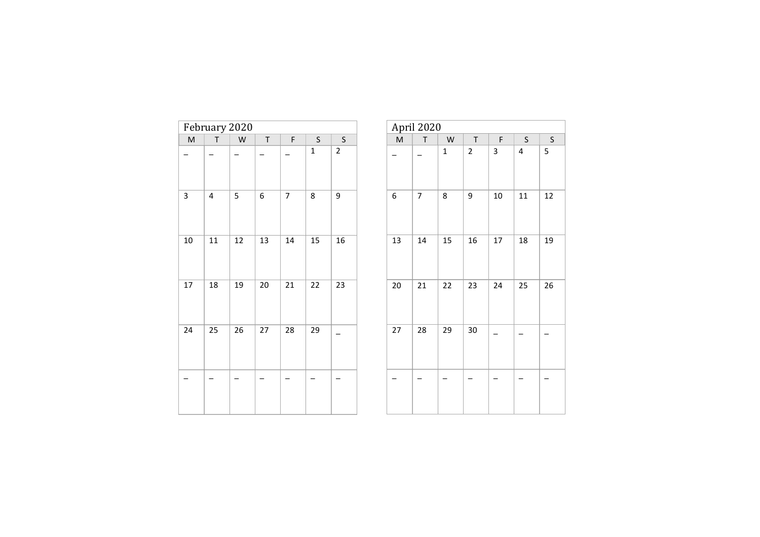## February 2020

| M | T | W | T | F | S | S |
|---|---|---|---|---|---|---|
| _ | _ | _ | _ | _ | 1 | 2 |
| 3 | 4 | 5 | 6 | 7 | 8 | 9 |
| 10 | 11 | 12 | 13 | 14 | 15 | 16 |
| 17 | 18 | 19 | 20 | 21 | 22 | 23 |
| 24 | 25 | 26 | 27 | 28 | 29 | _ |
| _ | _ | _ | _ | _ | _ | _ |

## April 2020

| M | T | W | T | F | S | S |
|---|---|---|---|---|---|---|
| _ | _ | 1 | 2 | 3 | 4 | 5 |
| 6 | 7 | 8 | 9 | 10 | 11 | 12 |
| 13 | 14 | 15 | 16 | 17 | 18 | 19 |
| 20 | 21 | 22 | 23 | 24 | 25 | 26 |
| 27 | 28 | 29 | 30 | _ | _ | _ |
| _ | _ | _ | _ | _ | _ | _ |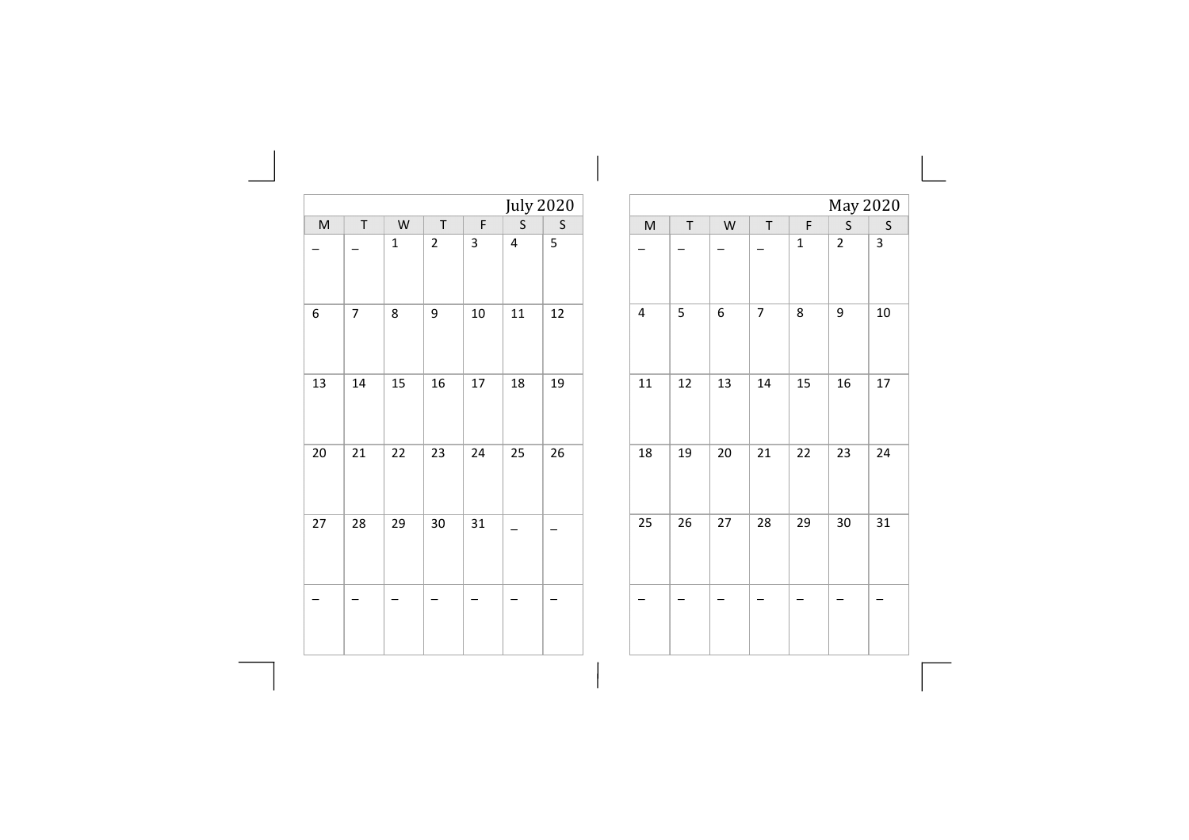## July 2020

| M | T | W | T | F | S | S |
|---|---|---|---|---|---|---|
| _ | _ | 1 | 2 | 3 | 4 | 5 |
| 6 | 7 | 8 | 9 | 10 | 11 | 12 |
| 13 | 14 | 15 | 16 | 17 | 18 | 19 |
| 20 | 21 | 22 | 23 | 24 | 25 | 26 |
| 27 | 28 | 29 | 30 | 31 | _ | _ |
| _ | _ | _ | _ | _ | _ | _ |

## May 2020

| M | T | W | T | F | S | S |
|---|---|---|---|---|---|---|
| _ | _ | _ | _ | 1 | 2 | 3 |
| 4 | 5 | 6 | 7 | 8 | 9 | 10 |
| 11 | 12 | 13 | 14 | 15 | 16 | 17 |
| 18 | 19 | 20 | 21 | 22 | 23 | 24 |
| 25 | 26 | 27 | 28 | 29 | 30 | 31 |
| _ | _ | _ | _ | _ | _ | _ |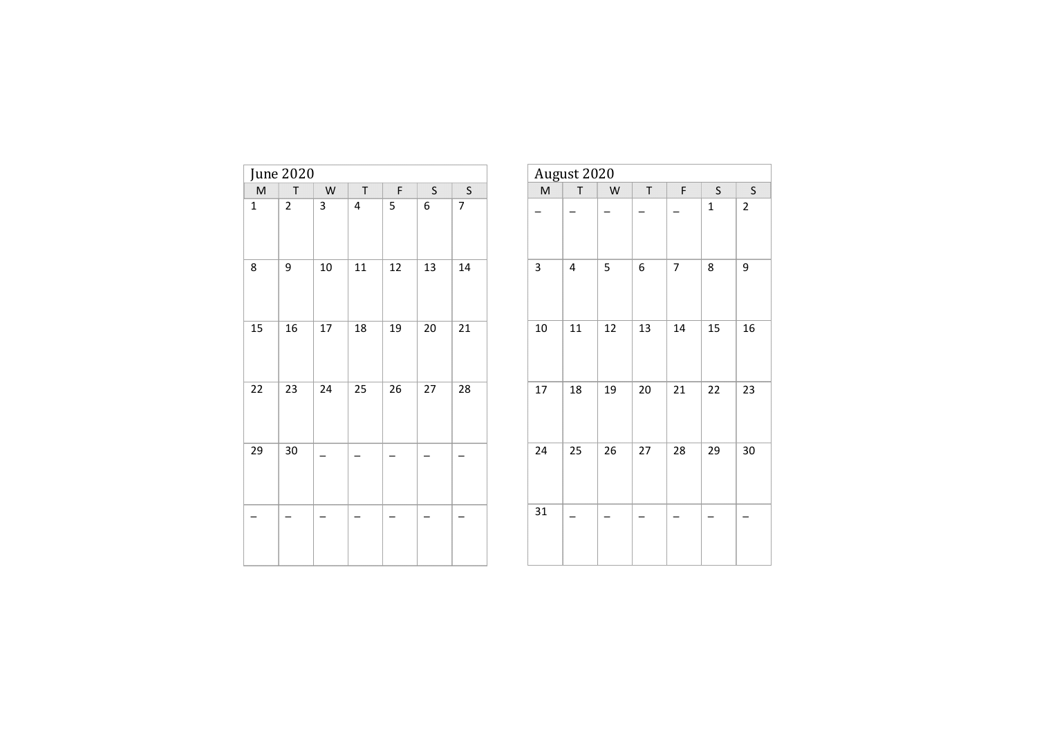## June 2020

| M | T | W | T | F | S | S |
|---|---|---|---|---|---|---|
| 1 | 2 | 3 | 4 | 5 | 6 | 7 |
| 8 | 9 | 10 | 11 | 12 | 13 | 14 |
| 15 | 16 | 17 | 18 | 19 | 20 | 21 |
| 22 | 23 | 24 | 25 | 26 | 27 | 28 |
| 29 | 30 | _ | _ | _ | _ | _ |
| _ | _ | _ | _ | _ | _ | _ |

## August 2020

| M | T | W | T | F | S | S |
|---|---|---|---|---|---|---|
| _ | _ | _ | _ | _ | 1 | 2 |
| 3 | 4 | 5 | 6 | 7 | 8 | 9 |
| 10 | 11 | 12 | 13 | 14 | 15 | 16 |
| 17 | 18 | 19 | 20 | 21 | 22 | 23 |
| 24 | 25 | 26 | 27 | 28 | 29 | 30 |
| 31 | _ | _ | _ | _ | _ | _ |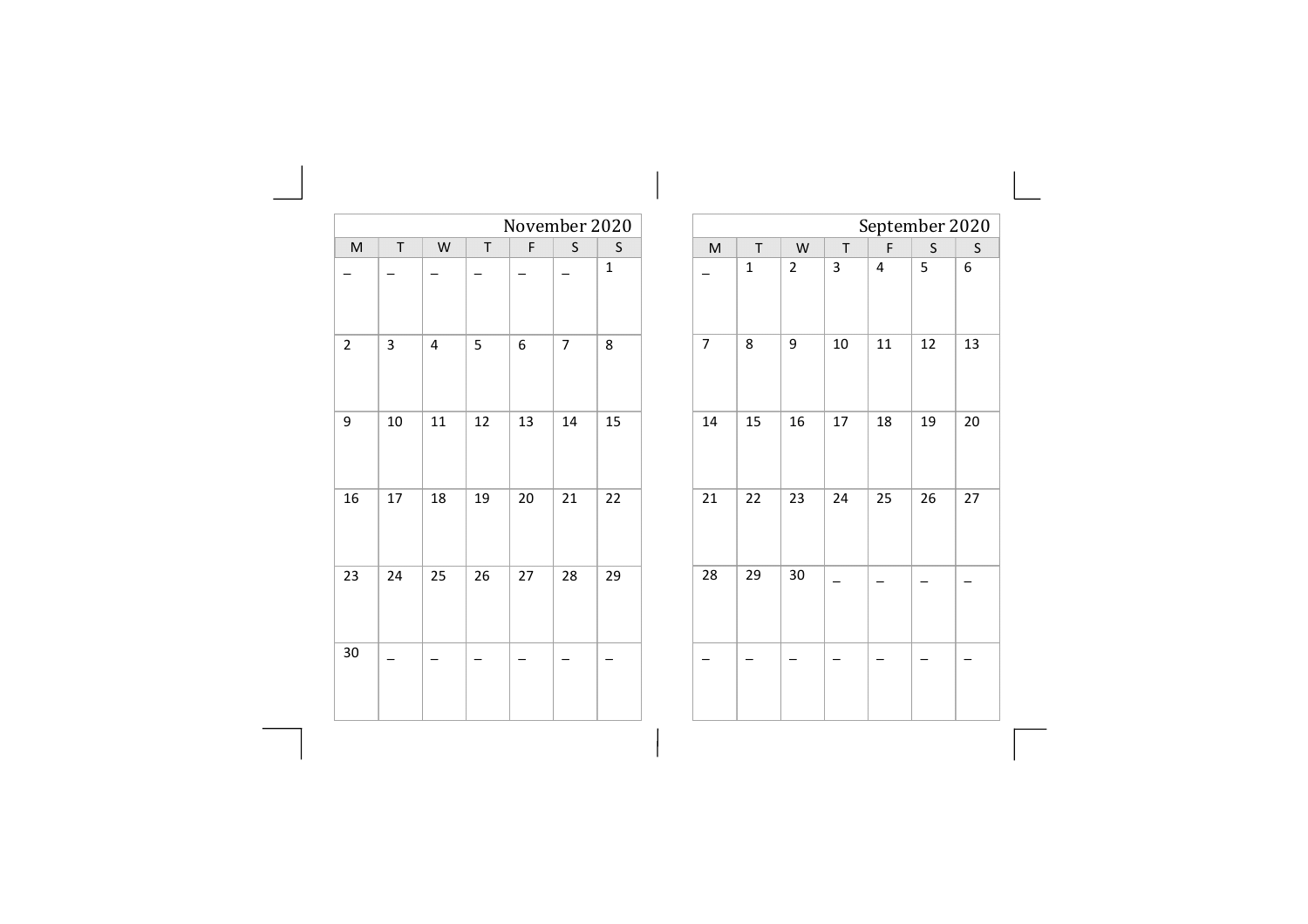## November 2020

| M | T | W | T | F | S | S |
|---|---|---|---|---|---|---|
| _ | _ | _ | _ | _ | _ | 1 |
| 2 | 3 | 4 | 5 | 6 | 7 | 8 |
| 9 | 10 | 11 | 12 | 13 | 14 | 15 |
| 16 | 17 | 18 | 19 | 20 | 21 | 22 |
| 23 | 24 | 25 | 26 | 27 | 28 | 29 |
| 30 | _ | _ | _ | _ | _ | _ |

## September 2020

| M | T | W | T | F | S | S |
|---|---|---|---|---|---|---|
| _ | 1 | 2 | 3 | 4 | 5 | 6 |
| 7 | 8 | 9 | 10 | 11 | 12 | 13 |
| 14 | 15 | 16 | 17 | 18 | 19 | 20 |
| 21 | 22 | 23 | 24 | 25 | 26 | 27 |
| 28 | 29 | 30 | _ | _ | _ | _ |
| _ | _ | _ | _ | _ | _ | _ |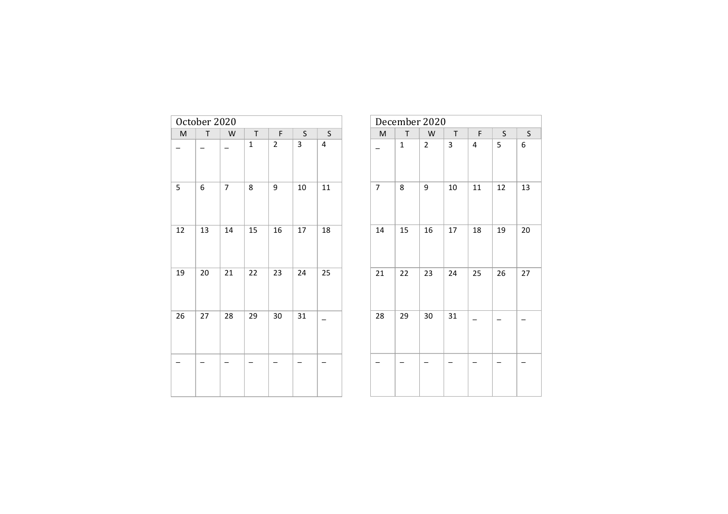October 2020

| M | T | W | T | F | S | S |
|---|---|---|---|---|---|---|
| _ | _ | _ | 1 | 2 | 3 | 4 |
| 5 | 6 | 7 | 8 | 9 | 10 | 11 |
| 12 | 13 | 14 | 15 | 16 | 17 | 18 |
| 19 | 20 | 21 | 22 | 23 | 24 | 25 |
| 26 | 27 | 28 | 29 | 30 | 31 | _ |
| _ | _ | _ | _ | _ | _ | _ |

December 2020

| M | T | W | T | F | S | S |
|---|---|---|---|---|---|---|
| _ | 1 | 2 | 3 | 4 | 5 | 6 |
| 7 | 8 | 9 | 10 | 11 | 12 | 13 |
| 14 | 15 | 16 | 17 | 18 | 19 | 20 |
| 21 | 22 | 23 | 24 | 25 | 26 | 27 |
| 28 | 29 | 30 | 31 | _ | _ | _ |
| _ | _ | _ | _ | _ | _ | _ |